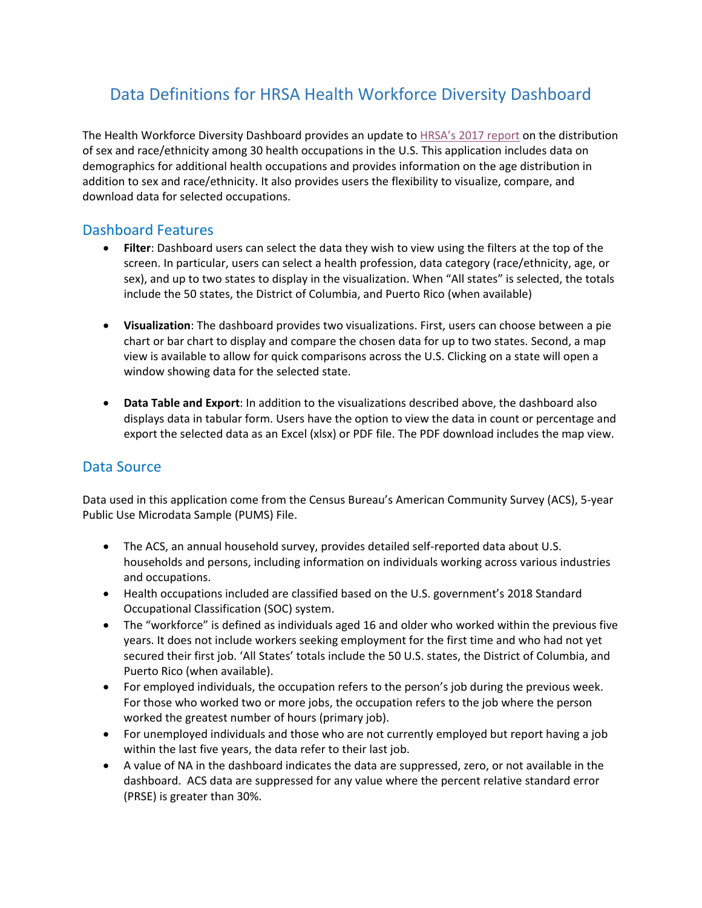# Data Definitions for HRSA Health Workforce Diversity Dashboard

The Health Workforce Diversity Dashboard provides an update to HRSA's 2017 report on the distribution of sex and race/ethnicity among 30 health occupations in the U.S. This application includes data on demographics for additional health occupations and provides information on the age distribution in addition to sex and race/ethnicity. It also provides users the flexibility to visualize, compare, and download data for selected occupations.

## Dashboard Features

- **Filter**: Dashboard users can select the data they wish to view using the filters at the top of the screen. In particular, users can select a health profession, data category (race/ethnicity, age, or sex), and up to two states to display in the visualization. When "All states" is selected, the totals include the 50 states, the District of Columbia, and Puerto Rico (when available)

- **Visualization**: The dashboard provides two visualizations. First, users can choose between a pie chart or bar chart to display and compare the chosen data for up to two states. Second, a map view is available to allow for quick comparisons across the U.S. Clicking on a state will open a window showing data for the selected state.

- **Data Table and Export**: In addition to the visualizations described above, the dashboard also displays data in tabular form. Users have the option to view the data in count or percentage and export the selected data as an Excel (xlsx) or PDF file. The PDF download includes the map view.

## Data Source

Data used in this application come from the Census Bureau's American Community Survey (ACS), 5-year Public Use Microdata Sample (PUMS) File.

- The ACS, an annual household survey, provides detailed self-reported data about U.S. households and persons, including information on individuals working across various industries and occupations.
- Health occupations included are classified based on the U.S. government's 2018 Standard Occupational Classification (SOC) system.
- The "workforce" is defined as individuals aged 16 and older who worked within the previous five years. It does not include workers seeking employment for the first time and who had not yet secured their first job. 'All States' totals include the 50 U.S. states, the District of Columbia, and Puerto Rico (when available).
- For employed individuals, the occupation refers to the person's job during the previous week. For those who worked two or more jobs, the occupation refers to the job where the person worked the greatest number of hours (primary job).
- For unemployed individuals and those who are not currently employed but report having a job within the last five years, the data refer to their last job.
- A value of NA in the dashboard indicates the data are suppressed, zero, or not available in the dashboard. ACS data are suppressed for any value where the percent relative standard error (PRSE) is greater than 30%.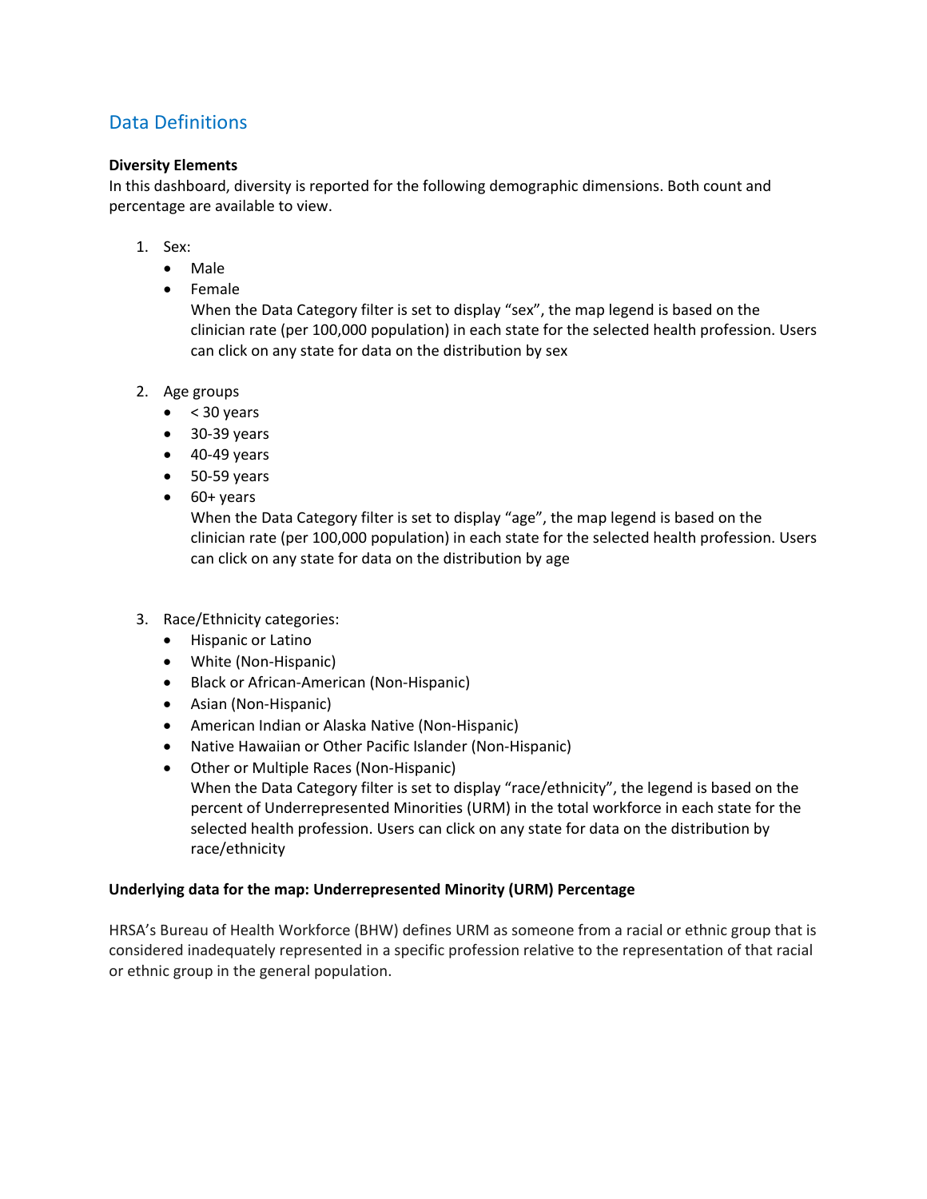## Data Definitions

**Diversity Elements**

In this dashboard, diversity is reported for the following demographic dimensions. Both count and percentage are available to view.

1. Sex:
   - Male
   - Female
     When the Data Category filter is set to display “sex”, the map legend is based on the clinician rate (per 100,000 population) in each state for the selected health profession. Users can click on any state for data on the distribution by sex

2. Age groups
   - < 30 years
   - 30-39 years
   - 40-49 years
   - 50-59 years
   - 60+ years
     When the Data Category filter is set to display “age”, the map legend is based on the clinician rate (per 100,000 population) in each state for the selected health profession. Users can click on any state for data on the distribution by age

3. Race/Ethnicity categories:
   - Hispanic or Latino
   - White (Non-Hispanic)
   - Black or African-American (Non-Hispanic)
   - Asian (Non-Hispanic)
   - American Indian or Alaska Native (Non-Hispanic)
   - Native Hawaiian or Other Pacific Islander (Non-Hispanic)
   - Other or Multiple Races (Non-Hispanic)
     When the Data Category filter is set to display “race/ethnicity”, the legend is based on the percent of Underrepresented Minorities (URM) in the total workforce in each state for the selected health profession. Users can click on any state for data on the distribution by race/ethnicity

**Underlying data for the map: Underrepresented Minority (URM) Percentage**

HRSA’s Bureau of Health Workforce (BHW) defines URM as someone from a racial or ethnic group that is considered inadequately represented in a specific profession relative to the representation of that racial or ethnic group in the general population.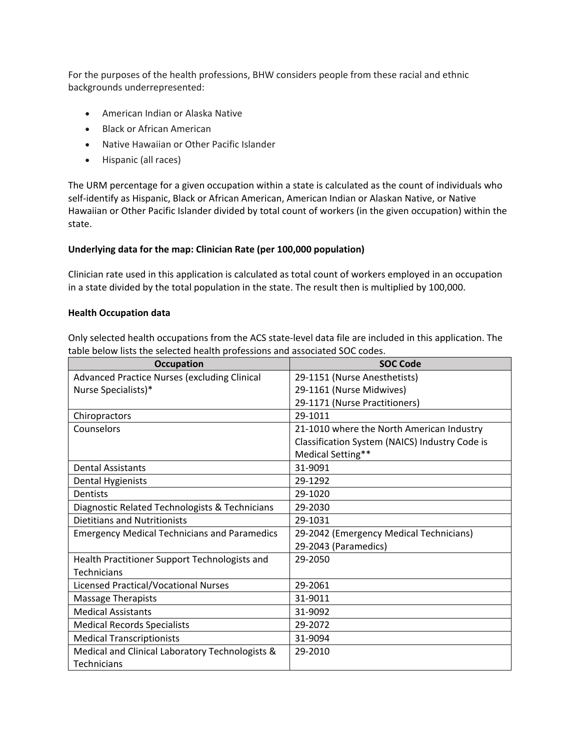For the purposes of the health professions, BHW considers people from these racial and ethnic backgrounds underrepresented:

- American Indian or Alaska Native
- Black or African American
- Native Hawaiian or Other Pacific Islander
- Hispanic (all races)

The URM percentage for a given occupation within a state is calculated as the count of individuals who self-identify as Hispanic, Black or African American, American Indian or Alaskan Native, or Native Hawaiian or Other Pacific Islander divided by total count of workers (in the given occupation) within the state.

**Underlying data for the map: Clinician Rate (per 100,000 population)**

Clinician rate used in this application is calculated as total count of workers employed in an occupation in a state divided by the total population in the state. The result then is multiplied by 100,000.

**Health Occupation data**

Only selected health occupations from the ACS state-level data file are included in this application. The table below lists the selected health professions and associated SOC codes.

| Occupation | SOC Code |
|---|---|
| Advanced Practice Nurses (excluding Clinical Nurse Specialists)* | 29-1151 (Nurse Anesthetists)<br>29-1161 (Nurse Midwives)<br>29-1171 (Nurse Practitioners) |
| Chiropractors | 29-1011 |
| Counselors | 21-1010 where the North American Industry Classification System (NAICS) Industry Code is Medical Setting** |
| Dental Assistants | 31-9091 |
| Dental Hygienists | 29-1292 |
| Dentists | 29-1020 |
| Diagnostic Related Technologists & Technicians | 29-2030 |
| Dietitians and Nutritionists | 29-1031 |
| Emergency Medical Technicians and Paramedics | 29-2042 (Emergency Medical Technicians)<br>29-2043 (Paramedics) |
| Health Practitioner Support Technologists and Technicians | 29-2050 |
| Licensed Practical/Vocational Nurses | 29-2061 |
| Massage Therapists | 31-9011 |
| Medical Assistants | 31-9092 |
| Medical Records Specialists | 29-2072 |
| Medical Transcriptionists | 31-9094 |
| Medical and Clinical Laboratory Technologists & Technicians | 29-2010 |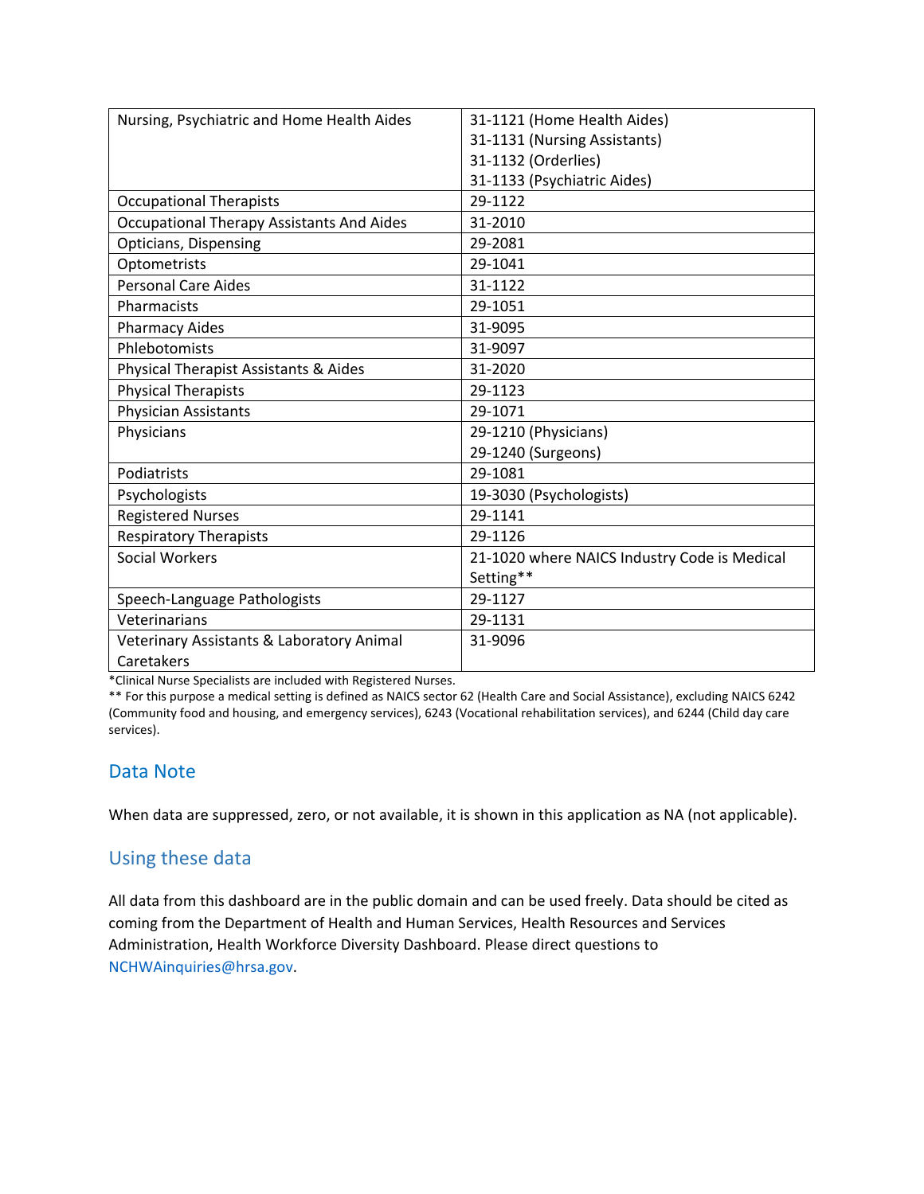| | |
|---|---|
| Nursing, Psychiatric and Home Health Aides | 31-1121 (Home Health Aides)<br>31-1131 (Nursing Assistants)<br>31-1132 (Orderlies)<br>31-1133 (Psychiatric Aides) |
| Occupational Therapists | 29-1122 |
| Occupational Therapy Assistants And Aides | 31-2010 |
| Opticians, Dispensing | 29-2081 |
| Optometrists | 29-1041 |
| Personal Care Aides | 31-1122 |
| Pharmacists | 29-1051 |
| Pharmacy Aides | 31-9095 |
| Phlebotomists | 31-9097 |
| Physical Therapist Assistants & Aides | 31-2020 |
| Physical Therapists | 29-1123 |
| Physician Assistants | 29-1071 |
| Physicians | 29-1210 (Physicians)<br>29-1240 (Surgeons) |
| Podiatrists | 29-1081 |
| Psychologists | 19-3030 (Psychologists) |
| Registered Nurses | 29-1141 |
| Respiratory Therapists | 29-1126 |
| Social Workers | 21-1020 where NAICS Industry Code is Medical Setting** |
| Speech-Language Pathologists | 29-1127 |
| Veterinarians | 29-1131 |
| Veterinary Assistants & Laboratory Animal Caretakers | 31-9096 |

*Clinical Nurse Specialists are included with Registered Nurses.

** For this purpose a medical setting is defined as NAICS sector 62 (Health Care and Social Assistance), excluding NAICS 6242 (Community food and housing, and emergency services), 6243 (Vocational rehabilitation services), and 6244 (Child day care services).

## Data Note

When data are suppressed, zero, or not available, it is shown in this application as NA (not applicable).

## Using these data

All data from this dashboard are in the public domain and can be used freely. Data should be cited as coming from the Department of Health and Human Services, Health Resources and Services Administration, Health Workforce Diversity Dashboard. Please direct questions to NCHWAinquiries@hrsa.gov.